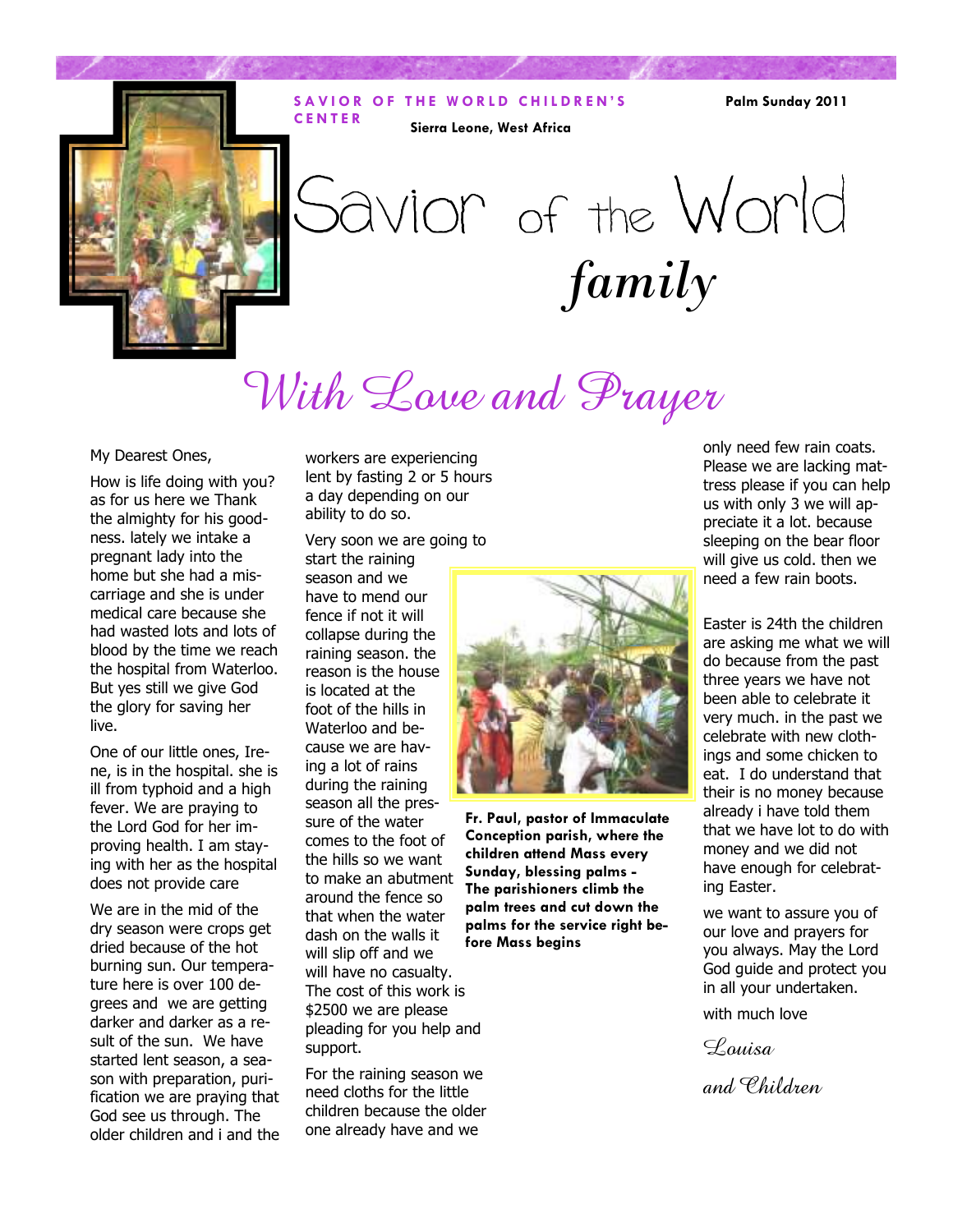SAVIOR OF THE WORLD CHILDREN'S CENTER

Sierra Leone, West Africa

Palm Sunday 2011

# Savior of the World *family*

## With Love and Prayer

My Dearest Ones,

How is life doing with you? as for us here we Thank the almighty for his goodness. lately we intake a pregnant lady into the home but she had a miscarriage and she is under medical care because she had wasted lots and lots of blood by the time we reach the hospital from Waterloo. But yes still we give God the glory for saving her live.

One of our little ones, Irene, is in the hospital. she is ill from typhoid and a high fever. We are praying to the Lord God for her improving health. I am staying with her as the hospital does not provide care

We are in the mid of the dry season were crops get dried because of the hot burning sun. Our temperature here is over 100 degrees and we are getting darker and darker as a result of the sun. We have started lent season, a season with preparation, purification we are praying that God see us through. The older children and i and the workers are experiencing lent by fasting 2 or 5 hours a day depending on our ability to do so.

Very soon we are going to start the raining season and we have to mend our fence if not it will collapse during the raining season. the reason is the house is located at the foot of the hills in Waterloo and because we are having a lot of rains during the raining season all the pressure of the water comes to the foot of the hills so we want to make an abutment around the fence so that when the water dash on the walls it will slip off and we will have no casualty. The cost of this work is $2500 we are please pleading for you help and support.

**Fr. Paul, pastor of Immaculate Conception parish, where the children attend Mass every Sunday, blessing palms - The parishioners climb the palm trees and cut down the palms for the service right before Mass begins**

For the raining season we need cloths for the little children because the older one already have and we only need few rain coats. Please we are lacking mattress please if you can help us with only 3 we will appreciate it a lot. because sleeping on the bear floor will give us cold. then we need a few rain boots.

Easter is 24th the children are asking me what we will do because from the past three years we have not been able to celebrate it very much. in the past we celebrate with new clothings and some chicken to eat. I do understand that their is no money because already i have told them that we have lot to do with money and we did not have enough for celebrating Easter.

we want to assure you of our love and prayers for you always. May the Lord God guide and protect you in all your undertaken.

with much love

*Louisa*

*and Children*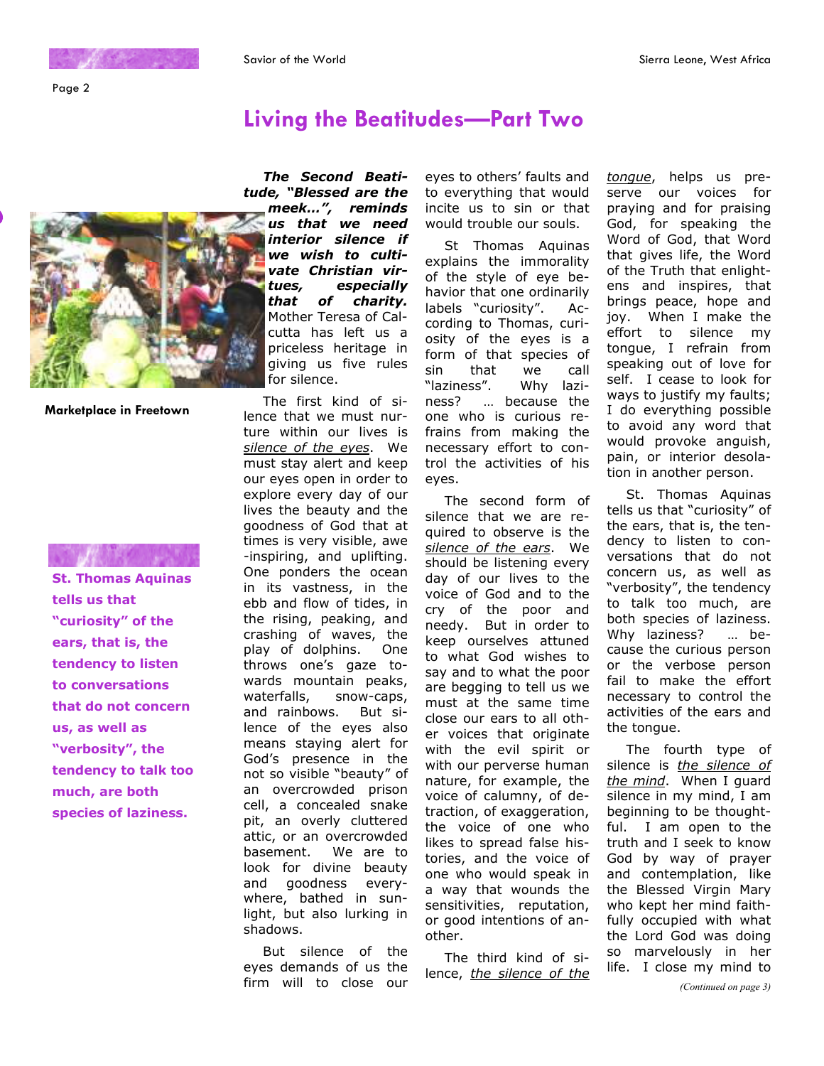# Living the Beatitudes—Part Two

Marketplace in Freetown

***The Second Beatitude, "Blessed are the meek…", reminds us that we need interior silence if we wish to cultivate Christian virtues, especially that of charity.*** Mother Teresa of Calcutta has left us a priceless heritage in giving us five rules for silence.

The first kind of silence that we must nurture within our lives is <u>silence of the eyes</u>. We must stay alert and keep our eyes open in order to explore every day of our lives the beauty and the goodness of God that at times is very visible, awe-inspiring, and uplifting. One ponders the ocean in its vastness, in the ebb and flow of tides, in the rising, peaking, and crashing of waves, the play of dolphins. One throws one's gaze towards mountain peaks, waterfalls, snow-caps, and rainbows. But silence of the eyes also means staying alert for God's presence in the not so visible "beauty" of an overcrowded prison cell, a concealed snake pit, an overly cluttered attic, or an overcrowded basement. We are to look for divine beauty and goodness everywhere, bathed in sunlight, but also lurking in shadows.

But silence of the eyes demands of us the firm will to close our eyes to others' faults and to everything that would incite us to sin or that would trouble our souls.

St Thomas Aquinas explains the immorality of the style of eye behavior that one ordinarily labels "curiosity". According to Thomas, curiosity of the eyes is a form of that species of sin that we call "laziness". Why laziness? … because the one who is curious refrains from making the necessary effort to control the activities of his eyes.

The second form of silence that we are required to observe is the <u>silence of the ears</u>. We should be listening every day of our lives to the voice of God and to the cry of the poor and needy. But in order to keep ourselves attuned to what God wishes to say and to what the poor are begging to tell us we must at the same time close our ears to all other voices that originate with the evil spirit or with our perverse human nature, for example, the voice of calumny, of detraction, of exaggeration, the voice of one who likes to spread false histories, and the voice of one who would speak in a way that wounds the sensitivities, reputation, or good intentions of another.

The third kind of silence, <u>the silence of the tongue</u>, helps us preserve our voices for praying and for praising God, for speaking the Word of God, that Word that gives life, the Word of the Truth that enlightens and inspires, that brings peace, hope and joy. When I make the effort to silence my tongue, I refrain from speaking out of love for self. I cease to look for ways to justify my faults; I do everything possible to avoid any word that would provoke anguish, pain, or interior desolation in another person.

St. Thomas Aquinas tells us that "curiosity" of the ears, that is, the tendency to listen to conversations that do not concern us, as well as "verbosity", the tendency to talk too much, are both species of laziness. Why laziness? … because the curious person or the verbose person fail to make the effort necessary to control the activities of the ears and the tongue.

> **St. Thomas Aquinas tells us that "curiosity" of the ears, that is, the tendency to listen to conversations that do not concern us, as well as "verbosity", the tendency to talk too much, are both species of laziness.**

The fourth type of silence is <u>*the silence of the mind*</u>. When I guard silence in my mind, I am beginning to be thoughtful. I am open to the truth and I seek to know God by way of prayer and contemplation, like the Blessed Virgin Mary who kept her mind faithfully occupied with what the Lord God was doing so marvelously in her life. I close my mind to

*(Continued on page 3)*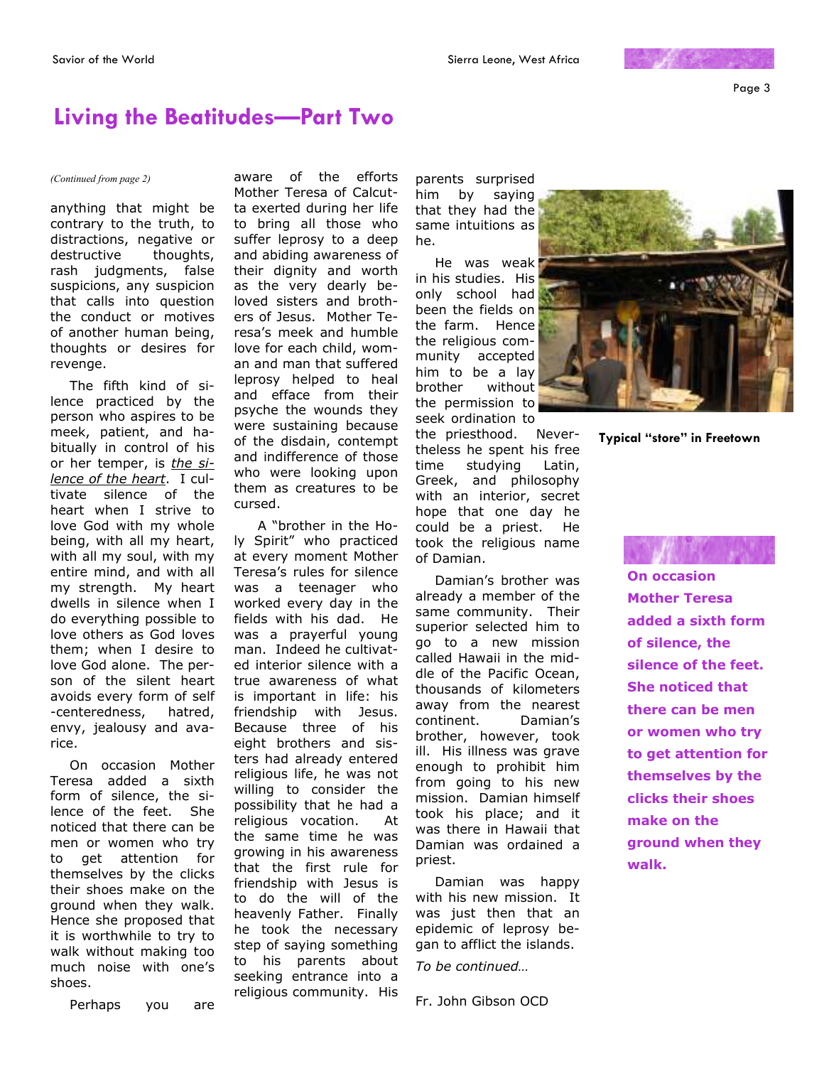# Living the Beatitudes—Part Two

*(Continued from page 2)*

anything that might be contrary to the truth, to distractions, negative or destructive thoughts, rash judgments, false suspicions, any suspicion that calls into question the conduct or motives of another human being, thoughts or desires for revenge.

The fifth kind of silence practiced by the person who aspires to be meek, patient, and habitually in control of his or her temper, is *__the silence of the heart__*. I cultivate silence of the heart when I strive to love God with my whole being, with all my heart, with all my soul, with my entire mind, and with all my strength. My heart dwells in silence when I do everything possible to love others as God loves them; when I desire to love God alone. The person of the silent heart avoids every form of self-centeredness, hatred, envy, jealousy and avarice.

On occasion Mother Teresa added a sixth form of silence, the silence of the feet. She noticed that there can be men or women who try to get attention for themselves by the clicks their shoes make on the ground when they walk. Hence she proposed that it is worthwhile to try to walk without making too much noise with one's shoes.

Perhaps you are aware of the efforts Mother Teresa of Calcutta exerted during her life to bring all those who suffer leprosy to a deep and abiding awareness of their dignity and worth as the very dearly beloved sisters and brothers of Jesus. Mother Teresa's meek and humble love for each child, woman and man that suffered leprosy helped to heal and efface from their psyche the wounds they were sustaining because of the disdain, contempt and indifference of those who were looking upon them as creatures to be cursed.

A "brother in the Holy Spirit" who practiced at every moment Mother Teresa's rules for silence was a teenager who worked every day in the fields with his dad. He was a prayerful young man. Indeed he cultivated interior silence with a true awareness of what is important in life: his friendship with Jesus. Because three of his eight brothers and sisters had already entered religious life, he was not willing to consider the possibility that he had a religious vocation. At the same time he was growing in his awareness that the first rule for friendship with Jesus is to do the will of the heavenly Father. Finally he took the necessary step of saying something to his parents about seeking entrance into a religious community. His parents surprised him by saying that they had the same intuitions as he.

He was weak in his studies. His only school had been the fields on the farm. Hence the religious community accepted him to be a lay brother without the permission to seek ordination to the priesthood. Nevertheless he spent his free time studying Latin, Greek, and philosophy with an interior, secret hope that one day he could be a priest. He took the religious name of Damian.

Damian's brother was already a member of the same community. Their superior selected him to go to a new mission called Hawaii in the middle of the Pacific Ocean, thousands of kilometers away from the nearest continent. Damian's brother, however, took ill. His illness was grave enough to prohibit him from going to his new mission. Damian himself took his place; and it was there in Hawaii that Damian was ordained a priest.

Damian was happy with his new mission. It was just then that an epidemic of leprosy began to afflict the islands.

*To be continued…*

Fr. John Gibson OCD

**Typical "store" in Freetown**

**On occasion Mother Teresa added a sixth form of silence, the silence of the feet. She noticed that there can be men or women who try to get attention for themselves by the clicks their shoes make on the ground when they walk.**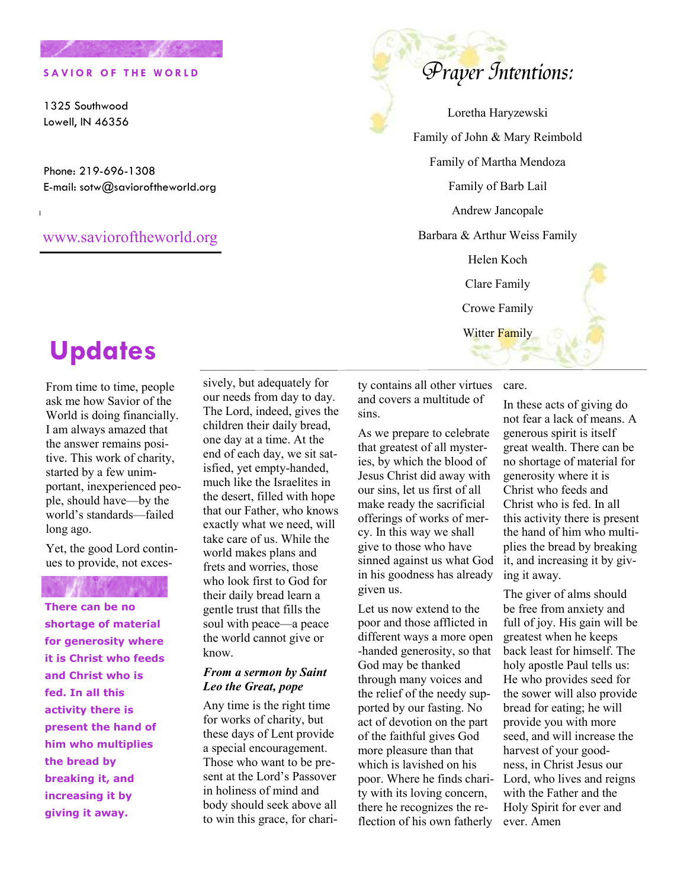**SAVIOR OF THE WORLD**

1325 Southwood
Lowell, IN 46356

Phone: 219-696-1308
E-mail: sotw@savioroftheworld.org

www.savioroftheworld.org

## Prayer Intentions:

Loretha Haryzewski

Family of John & Mary Reimbold

Family of Martha Mendoza

Family of Barb Lail

Andrew Jancopale

Barbara & Arthur Weiss Family

Helen Koch

Clare Family

Crowe Family

Witter Family

# Updates

From time to time, people ask me how Savior of the World is doing financially. I am always amazed that the answer remains positive. This work of charity, started by a few unimportant, inexperienced people, should have—by the world's standards—failed long ago.

Yet, the good Lord continues to provide, not excessively, but adequately for our needs from day to day. The Lord, indeed, gives the children their daily bread, one day at a time. At the end of each day, we sit satisfied, yet empty-handed, much like the Israelites in the desert, filled with hope that our Father, who knows exactly what we need, will take care of us. While the world makes plans and frets and worries, those who look first to God for their daily bread learn a gentle trust that fills the soul with peace—a peace the world cannot give or know.

**There can be no shortage of material for generosity where it is Christ who feeds and Christ who is fed. In all this activity there is present the hand of him who multiplies the bread by breaking it, and increasing it by giving it away.**

***From a sermon by Saint Leo the Great, pope***

Any time is the right time for works of charity, but these days of Lent provide a special encouragement. Those who want to be present at the Lord's Passover in holiness of mind and body should seek above all to win this grace, for charity contains all other virtues and covers a multitude of sins.

As we prepare to celebrate that greatest of all mysteries, by which the blood of Jesus Christ did away with our sins, let us first of all make ready the sacrificial offerings of works of mercy. In this way we shall give to those who have sinned against us what God in his goodness has already given us.

Let us now extend to the poor and those afflicted in different ways a more open-handed generosity, so that God may be thanked through many voices and the relief of the needy supported by our fasting. No act of devotion on the part of the faithful gives God more pleasure than that which is lavished on his poor. Where he finds charity with its loving concern, there he recognizes the reflection of his own fatherly care.

In these acts of giving do not fear a lack of means. A generous spirit is itself great wealth. There can be no shortage of material for generosity where it is Christ who feeds and Christ who is fed. In all this activity there is present the hand of him who multiplies the bread by breaking it, and increasing it by giving it away.

The giver of alms should be free from anxiety and full of joy. His gain will be greatest when he keeps back least for himself. The holy apostle Paul tells us: He who provides seed for the sower will also provide bread for eating; he will provide you with more seed, and will increase the harvest of your goodness, in Christ Jesus our Lord, who lives and reigns with the Father and the Holy Spirit for ever and ever. Amen